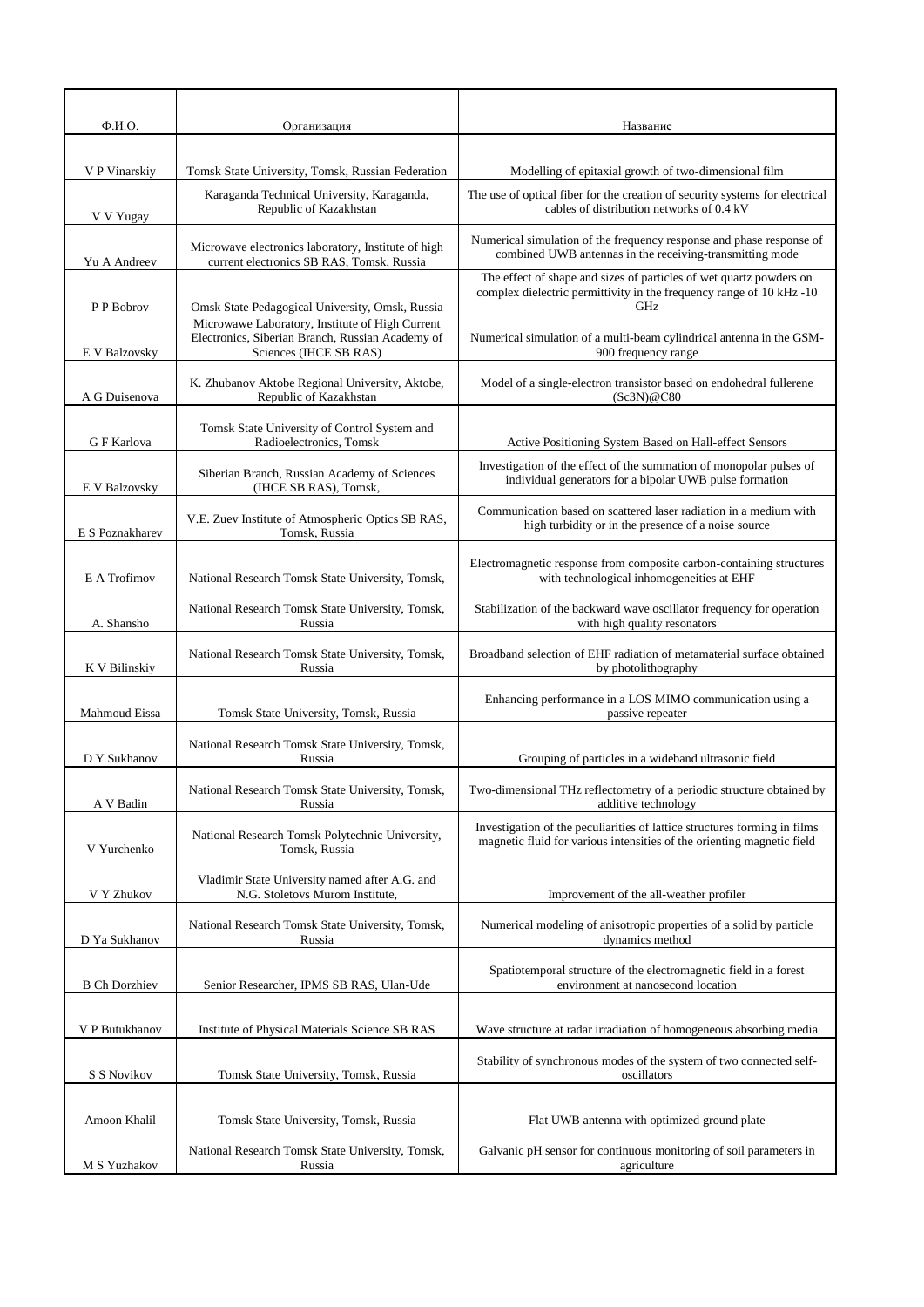| Ф.И.О. | Организация | Название |
|---|---|---|
| V P Vinarskiy | Tomsk State University, Tomsk, Russian Federation | Modelling of epitaxial growth of two-dimensional film |
| V V Yugay | Karaganda Technical University, Karaganda, Republic of Kazakhstan | The use of optical fiber for the creation of security systems for electrical cables of distribution networks of 0.4 kV |
| Yu A Andreev | Microwave electronics laboratory, Institute of high current electronics SB RAS, Tomsk, Russia | Numerical simulation of the frequency response and phase response of combined UWB antennas in the receiving-transmitting mode |
| P P Bobrov | Omsk State Pedagogical University, Omsk, Russia | The effect of shape and sizes of particles of wet quartz powders on complex dielectric permittivity in the frequency range of 10 kHz -10 GHz |
| E V Balzovsky | Microwawe Laboratory, Institute of High Current Electronics, Siberian Branch, Russian Academy of Sciences (IHCE SB RAS) | Numerical simulation of a multi-beam cylindrical antenna in the GSM-900 frequency range |
| A G Duisenova | K. Zhubanov Aktobe Regional University, Aktobe, Republic of Kazakhstan | Model of a single-electron transistor based on endohedral fullerene (Sc3N)@C80 |
| G F Karlova | Tomsk State University of Control System and Radioelectronics, Tomsk | Active Positioning System Based on Hall-effect Sensors |
| E V Balzovsky | Siberian Branch, Russian Academy of Sciences (IHCE SB RAS), Tomsk, | Investigation of the effect of the summation of monopolar pulses of individual generators for a bipolar UWB pulse formation |
| E S Poznakharev | V.E. Zuev Institute of Atmospheric Optics SB RAS, Tomsk, Russia | Communication based on scattered laser radiation in a medium with high turbidity or in the presence of a noise source |
| E A Trofimov | National Research Tomsk State University, Tomsk, | Electromagnetic response from composite carbon-containing structures with technological inhomogeneities at EHF |
| A. Shansho | National Research Tomsk State University, Tomsk, Russia | Stabilization of the backward wave oscillator frequency for operation with high quality resonators |
| K V Bilinskiy | National Research Tomsk State University, Tomsk, Russia | Broadband selection of EHF radiation of metamaterial surface obtained by photolithography |
| Mahmoud Eissa | Tomsk State University, Tomsk, Russia | Enhancing performance in a LOS MIMO communication using a passive repeater |
| D Y Sukhanov | National Research Tomsk State University, Tomsk, Russia | Grouping of particles in a wideband ultrasonic field |
| A V Badin | National Research Tomsk State University, Tomsk, Russia | Two-dimensional THz reflectometry of a periodic structure obtained by additive technology |
| V Yurchenko | National Research Tomsk Polytechnic University, Tomsk, Russia | Investigation of the peculiarities of lattice structures forming in films magnetic fluid for various intensities of the orienting magnetic field |
| V Y Zhukov | Vladimir State University named after A.G. and N.G. Stoletovs Murom Institute, | Improvement of the all-weather profiler |
| D Ya Sukhanov | National Research Tomsk State University, Tomsk, Russia | Numerical modeling of anisotropic properties of a solid by particle dynamics method |
| B Ch Dorzhiev | Senior Researcher, IPMS SB RAS, Ulan-Ude | Spatiotemporal structure of the electromagnetic field in a forest environment at nanosecond location |
| V P Butukhanov | Institute of Physical Materials Science SB RAS | Wave structure at radar irradiation of homogeneous absorbing media |
| S S Novikov | Tomsk State University, Tomsk, Russia | Stability of synchronous modes of the system of two connected self-oscillators |
| Amoon Khalil | Tomsk State University, Tomsk, Russia | Flat UWB antenna with optimized ground plate |
| M S Yuzhakov | National Research Tomsk State University, Tomsk, Russia | Galvanic pH sensor for continuous monitoring of soil parameters in agriculture |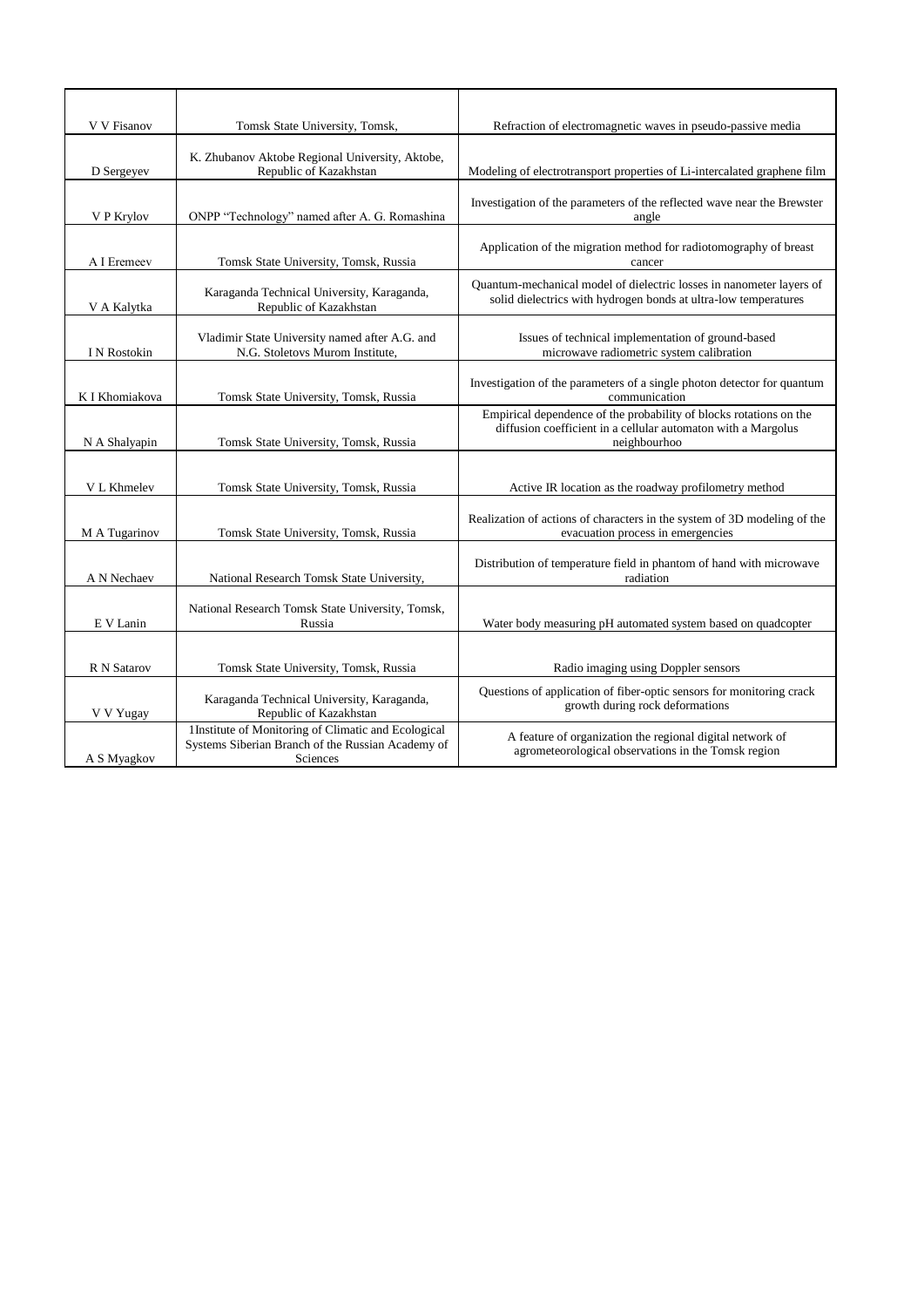| | | |
|---|---|---|
| V V Fisanov | Tomsk State University, Tomsk, | Refraction of electromagnetic waves in pseudo-passive media |
| D Sergeyev | K. Zhubanov Aktobe Regional University, Aktobe, Republic of Kazakhstan | Modeling of electrotransport properties of Li-intercalated graphene film |
| V P Krylov | ONPP "Technology" named after A. G. Romashina | Investigation of the parameters of the reflected wave near the Brewster angle |
| A I Eremeev | Tomsk State University, Tomsk, Russia | Application of the migration method for radiotomography of breast cancer |
| V A Kalytka | Karaganda Technical University, Karaganda, Republic of Kazakhstan | Quantum-mechanical model of dielectric losses in nanometer layers of solid dielectrics with hydrogen bonds at ultra-low temperatures |
| I N Rostokin | Vladimir State University named after A.G. and N.G. Stoletovs Murom Institute, | Issues of technical implementation of ground-based microwave radiometric system calibration |
| K I Khomiakova | Tomsk State University, Tomsk, Russia | Investigation of the parameters of a single photon detector for quantum communication |
| N A Shalyapin | Tomsk State University, Tomsk, Russia | Empirical dependence of the probability of blocks rotations on the diffusion coefficient in a cellular automaton with a Margolus neighbourhoo |
| V L Khmelev | Tomsk State University, Tomsk, Russia | Active IR location as the roadway profilometry method |
| M A Tugarinov | Tomsk State University, Tomsk, Russia | Realization of actions of characters in the system of 3D modeling of the evacuation process in emergencies |
| A N Nechaev | National Research Tomsk State University, | Distribution of temperature field in phantom of hand with microwave radiation |
| E V Lanin | National Research Tomsk State University, Tomsk, Russia | Water body measuring pH automated system based on quadcopter |
| R N Satarov | Tomsk State University, Tomsk, Russia | Radio imaging using Doppler sensors |
| V V Yugay | Karaganda Technical University, Karaganda, Republic of Kazakhstan | Questions of application of fiber-optic sensors for monitoring crack growth during rock deformations |
| A S Myagkov | 1Institute of Monitoring of Climatic and Ecological Systems Siberian Branch of the Russian Academy of Sciences | A feature of organization the regional digital network of agrometeorological observations in the Tomsk region |